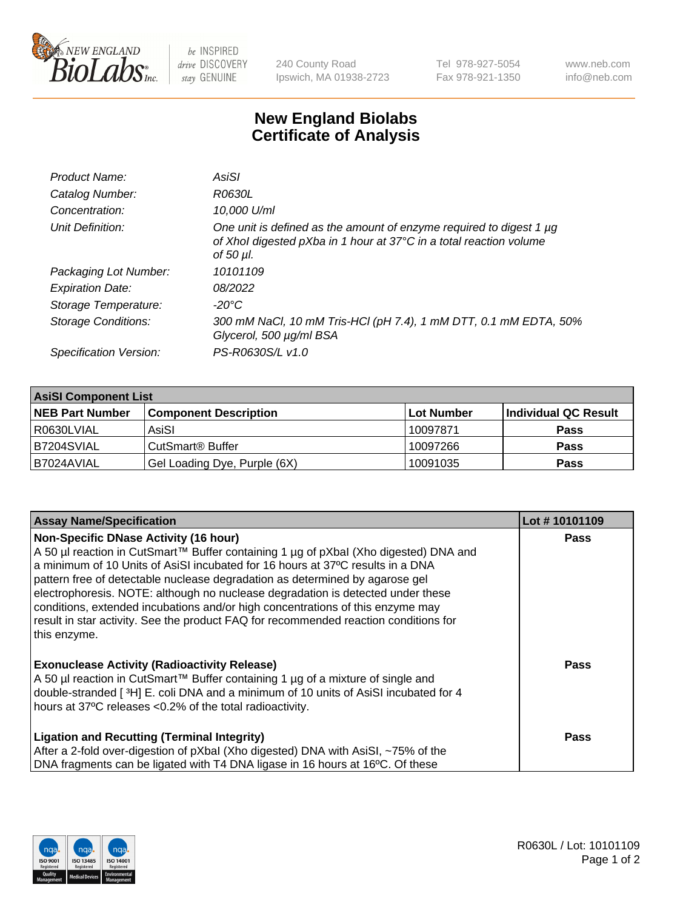# New England Biolabs Certificate of Analysis

| | |
|---|---|
| *Product Name:* | *AsiSI* |
| *Catalog Number:* | *R0630L* |
| *Concentration:* | *10,000 U/ml* |
| *Unit Definition:* | *One unit is defined as the amount of enzyme required to digest 1 µg of XhoI digested pXba in 1 hour at 37°C in a total reaction volume of 50 µl.* |
| *Packaging Lot Number:* | *10101109* |
| *Expiration Date:* | *08/2022* |
| *Storage Temperature:* | *-20°C* |
| *Storage Conditions:* | *300 mM NaCl, 10 mM Tris-HCl (pH 7.4), 1 mM DTT, 0.1 mM EDTA, 50% Glycerol, 500 µg/ml BSA* |
| *Specification Version:* | *PS-R0630S/L v1.0* |

**AsiSI Component List**

| NEB Part Number | Component Description | Lot Number | Individual QC Result |
|---|---|---|---|
| R0630LVIAL | AsiSI | 10097871 | Pass |
| B7204SVIAL | CutSmart® Buffer | 10097266 | Pass |
| B7024AVIAL | Gel Loading Dye, Purple (6X) | 10091035 | Pass |

| Assay Name/Specification | Lot # 10101109 |
|---|---|
| **Non-Specific DNase Activity (16 hour)**<br>A 50 µl reaction in CutSmart™ Buffer containing 1 µg of pXbaI (Xho digested) DNA and a minimum of 10 Units of AsiSI incubated for 16 hours at 37ºC results in a DNA pattern free of detectable nuclease degradation as determined by agarose gel electrophoresis. NOTE: although no nuclease degradation is detected under these conditions, extended incubations and/or high concentrations of this enzyme may result in star activity. See the product FAQ for recommended reaction conditions for this enzyme. | Pass |
| **Exonuclease Activity (Radioactivity Release)**<br>A 50 µl reaction in CutSmart™ Buffer containing 1 µg of a mixture of single and double-stranded [ $^{3}$H] E. coli DNA and a minimum of 10 units of AsiSI incubated for 4 hours at 37ºC releases <0.2% of the total radioactivity. | Pass |
| **Ligation and Recutting (Terminal Integrity)**<br>After a 2-fold over-digestion of pXbaI (Xho digested) DNA with AsiSI, ~75% of the DNA fragments can be ligated with T4 DNA ligase in 16 hours at 16ºC. Of these | Pass |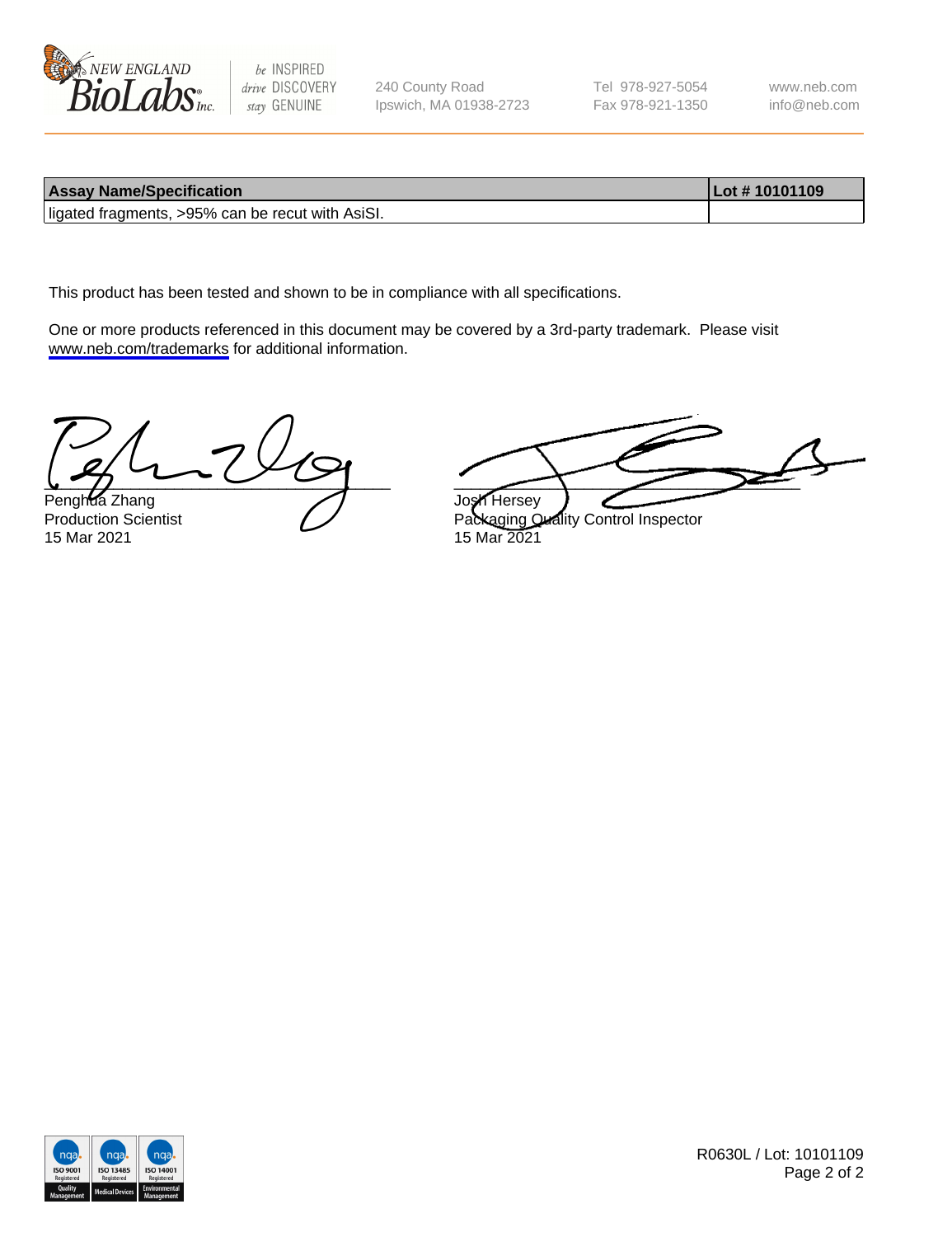| Assay Name/Specification | Lot # 10101109 |
| --- | --- |
| ligated fragments, >95% can be recut with AsiSI. | |

This product has been tested and shown to be in compliance with all specifications.

One or more products referenced in this document may be covered by a 3rd-party trademark. Please visit www.neb.com/trademarks for additional information.

Penghua Zhang
Production Scientist
15 Mar 2021

Josh Hersey
Packaging Quality Control Inspector
15 Mar 2021

R0630L / Lot: 10101109